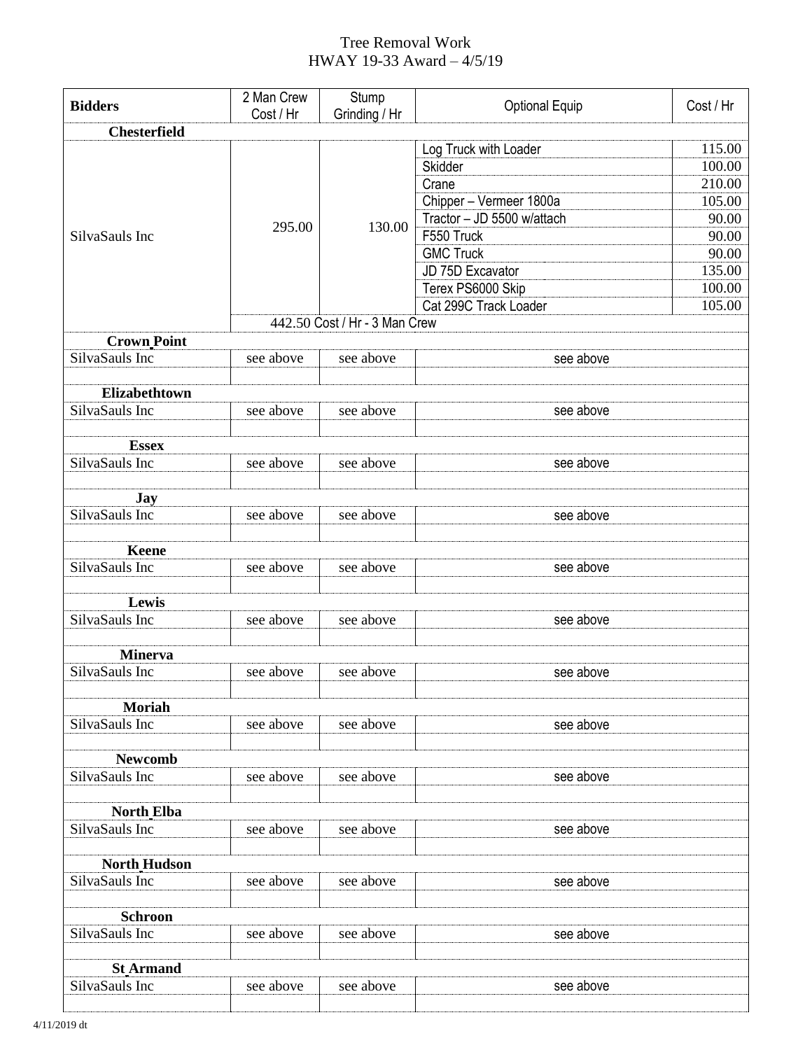# Tree Removal Work
## HWAY 19-33 Award – 4/5/19

| Bidders | 2 Man Crew Cost / Hr | Stump Grinding / Hr | Optional Equip | Cost / Hr |
|---|---|---|---|---|
| **Chesterfield** | | | | |
| SilvaSauls Inc | 295.00 | 130.00 | Log Truck with Loader | 115.00 |
| | | | Skidder | 100.00 |
| | | | Crane | 210.00 |
| | | | Chipper – Vermeer 1800a | 105.00 |
| | | | Tractor – JD 5500 w/attach | 90.00 |
| | | | F550 Truck | 90.00 |
| | | | GMC Truck | 90.00 |
| | | | JD 75D Excavator | 135.00 |
| | | | Terex PS6000 Skip | 100.00 |
| | | | Cat 299C Track Loader | 105.00 |
| | 442.50 Cost / Hr - 3 Man Crew | | | |
| **Crown Point** | | | | |
| SilvaSauls Inc | see above | see above | see above | |
| **Elizabethtown** | | | | |
| SilvaSauls Inc | see above | see above | see above | |
| **Essex** | | | | |
| SilvaSauls Inc | see above | see above | see above | |
| **Jay** | | | | |
| SilvaSauls Inc | see above | see above | see above | |
| **Keene** | | | | |
| SilvaSauls Inc | see above | see above | see above | |
| **Lewis** | | | | |
| SilvaSauls Inc | see above | see above | see above | |
| **Minerva** | | | | |
| SilvaSauls Inc | see above | see above | see above | |
| **Moriah** | | | | |
| SilvaSauls Inc | see above | see above | see above | |
| **Newcomb** | | | | |
| SilvaSauls Inc | see above | see above | see above | |
| **North Elba** | | | | |
| SilvaSauls Inc | see above | see above | see above | |
| **North Hudson** | | | | |
| SilvaSauls Inc | see above | see above | see above | |
| **Schroon** | | | | |
| SilvaSauls Inc | see above | see above | see above | |
| **St Armand** | | | | |
| SilvaSauls Inc | see above | see above | see above | |

4/11/2019 dt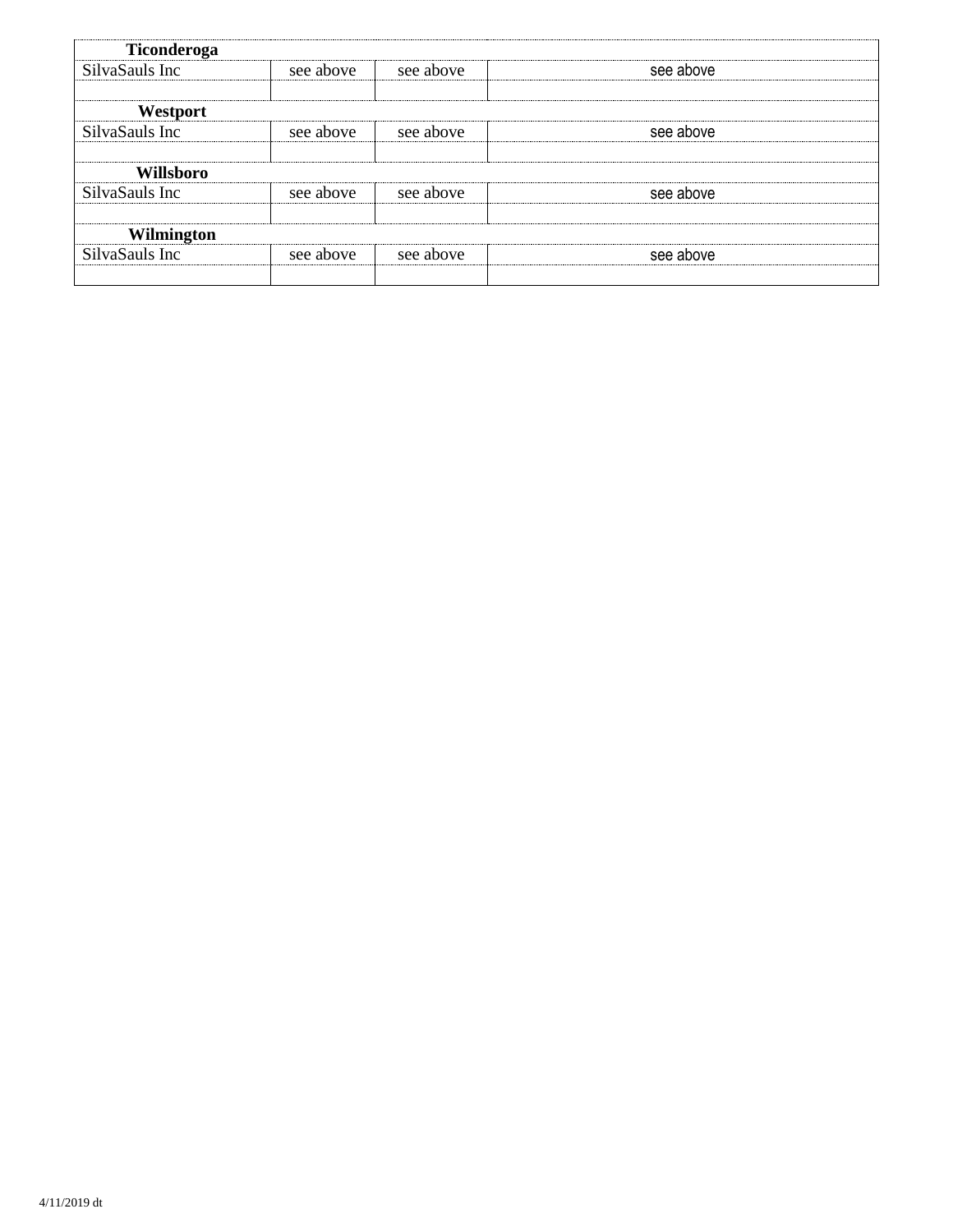| | | | |
|---|---|---|---|
| **Ticonderoga** | | | |
| SilvaSauls Inc | see above | see above | see above |
| | | | |
| **Westport** | | | |
| SilvaSauls Inc | see above | see above | see above |
| | | | |
| **Willsboro** | | | |
| SilvaSauls Inc | see above | see above | see above |
| | | | |
| **Wilmington** | | | |
| SilvaSauls Inc | see above | see above | see above |
| | | | |

4/11/2019 dt